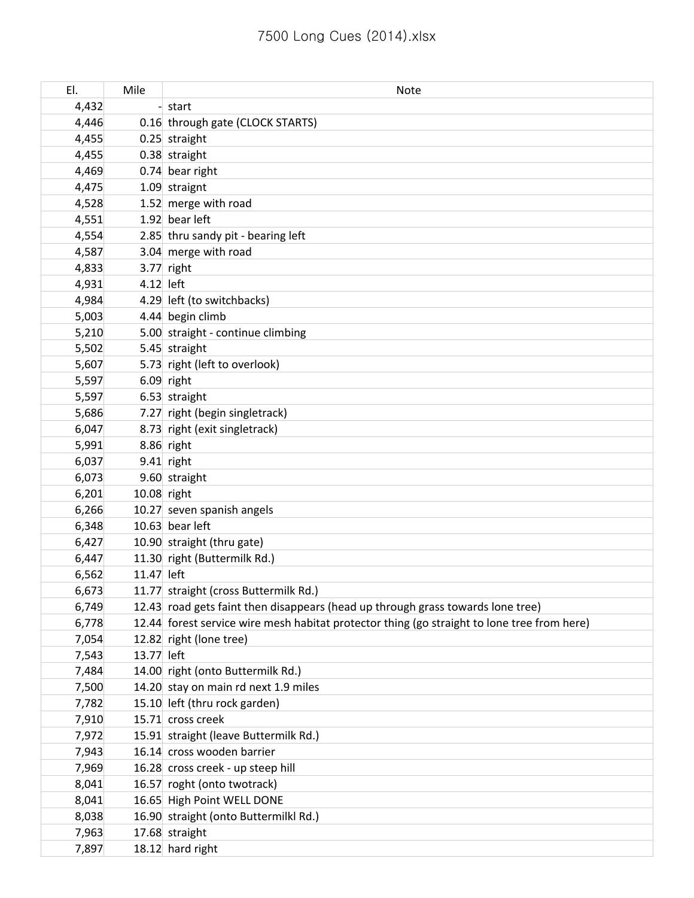# 7500 Long Cues (2014).xlsx

| El. | Mile | Note |
|---|---|---|
| 4,432 | - | start |
| 4,446 | 0.16 | through gate (CLOCK STARTS) |
| 4,455 | 0.25 | straight |
| 4,455 | 0.38 | straight |
| 4,469 | 0.74 | bear right |
| 4,475 | 1.09 | straignt |
| 4,528 | 1.52 | merge with road |
| 4,551 | 1.92 | bear left |
| 4,554 | 2.85 | thru sandy pit - bearing left |
| 4,587 | 3.04 | merge with road |
| 4,833 | 3.77 | right |
| 4,931 | 4.12 | left |
| 4,984 | 4.29 | left (to switchbacks) |
| 5,003 | 4.44 | begin climb |
| 5,210 | 5.00 | straight - continue climbing |
| 5,502 | 5.45 | straight |
| 5,607 | 5.73 | right (left to overlook) |
| 5,597 | 6.09 | right |
| 5,597 | 6.53 | straight |
| 5,686 | 7.27 | right (begin singletrack) |
| 6,047 | 8.73 | right (exit singletrack) |
| 5,991 | 8.86 | right |
| 6,037 | 9.41 | right |
| 6,073 | 9.60 | straight |
| 6,201 | 10.08 | right |
| 6,266 | 10.27 | seven spanish angels |
| 6,348 | 10.63 | bear left |
| 6,427 | 10.90 | straight (thru gate) |
| 6,447 | 11.30 | right (Buttermilk Rd.) |
| 6,562 | 11.47 | left |
| 6,673 | 11.77 | straight (cross Buttermilk Rd.) |
| 6,749 | 12.43 | road gets faint then disappears (head up through grass towards lone tree) |
| 6,778 | 12.44 | forest service wire mesh habitat protector thing (go straight to lone tree from here) |
| 7,054 | 12.82 | right (lone tree) |
| 7,543 | 13.77 | left |
| 7,484 | 14.00 | right (onto Buttermilk Rd.) |
| 7,500 | 14.20 | stay on main rd next 1.9 miles |
| 7,782 | 15.10 | left (thru rock garden) |
| 7,910 | 15.71 | cross creek |
| 7,972 | 15.91 | straight (leave Buttermilk Rd.) |
| 7,943 | 16.14 | cross wooden barrier |
| 7,969 | 16.28 | cross creek - up steep hill |
| 8,041 | 16.57 | roght (onto twotrack) |
| 8,041 | 16.65 | High Point WELL DONE |
| 8,038 | 16.90 | straight (onto Buttermilkl Rd.) |
| 7,963 | 17.68 | straight |
| 7,897 | 18.12 | hard right |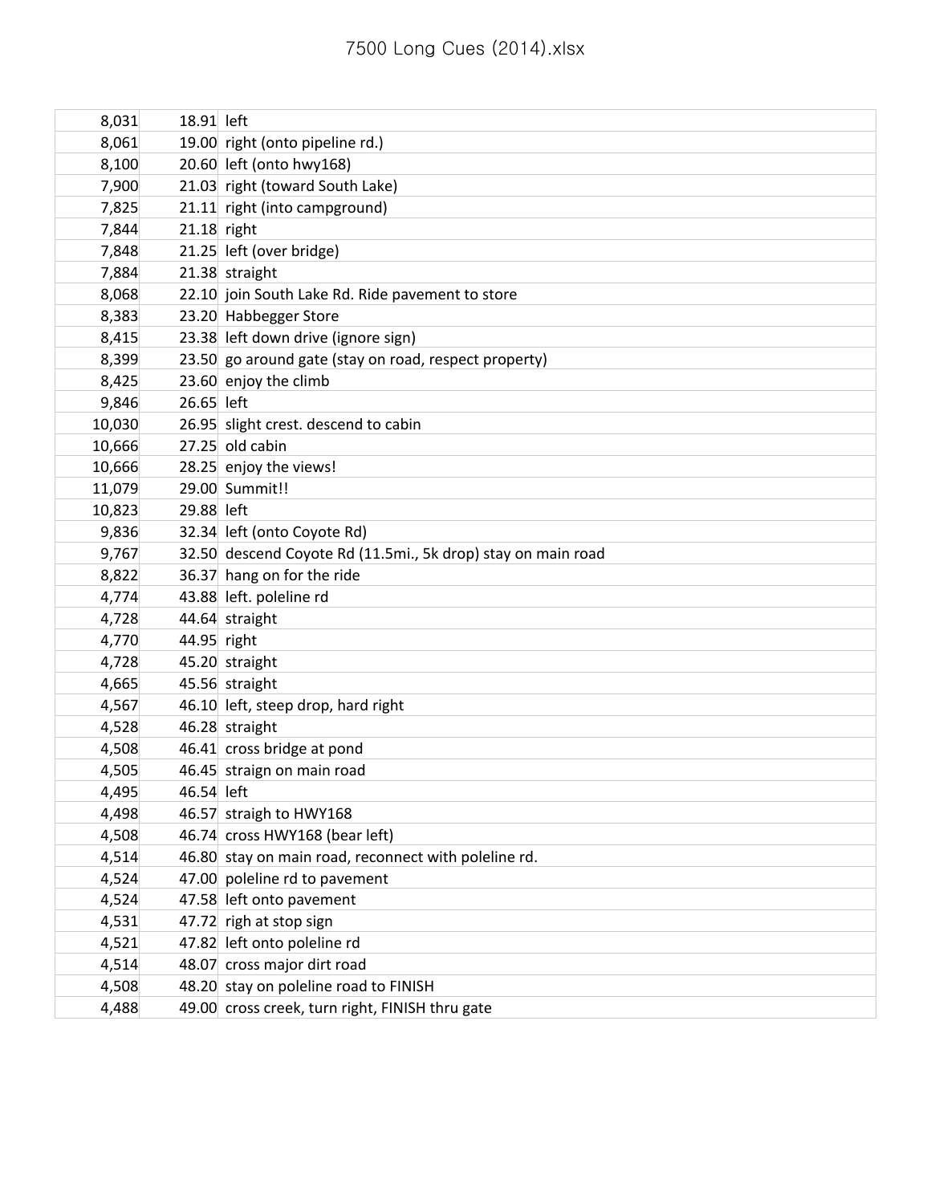| | | |
|---|---|---|
| 8,031 | 18.91 | left |
| 8,061 | 19.00 | right (onto pipeline rd.) |
| 8,100 | 20.60 | left (onto hwy168) |
| 7,900 | 21.03 | right (toward South Lake) |
| 7,825 | 21.11 | right (into campground) |
| 7,844 | 21.18 | right |
| 7,848 | 21.25 | left (over bridge) |
| 7,884 | 21.38 | straight |
| 8,068 | 22.10 | join South Lake Rd. Ride pavement to store |
| 8,383 | 23.20 | Habbegger Store |
| 8,415 | 23.38 | left down drive (ignore sign) |
| 8,399 | 23.50 | go around gate (stay on road, respect property) |
| 8,425 | 23.60 | enjoy the climb |
| 9,846 | 26.65 | left |
| 10,030 | 26.95 | slight crest. descend to cabin |
| 10,666 | 27.25 | old cabin |
| 10,666 | 28.25 | enjoy the views! |
| 11,079 | 29.00 | Summit!! |
| 10,823 | 29.88 | left |
| 9,836 | 32.34 | left (onto Coyote Rd) |
| 9,767 | 32.50 | descend Coyote Rd (11.5mi., 5k drop) stay on main road |
| 8,822 | 36.37 | hang on for the ride |
| 4,774 | 43.88 | left. poleline rd |
| 4,728 | 44.64 | straight |
| 4,770 | 44.95 | right |
| 4,728 | 45.20 | straight |
| 4,665 | 45.56 | straight |
| 4,567 | 46.10 | left, steep drop, hard right |
| 4,528 | 46.28 | straight |
| 4,508 | 46.41 | cross bridge at pond |
| 4,505 | 46.45 | straign on main road |
| 4,495 | 46.54 | left |
| 4,498 | 46.57 | straigh to HWY168 |
| 4,508 | 46.74 | cross HWY168 (bear left) |
| 4,514 | 46.80 | stay on main road, reconnect with poleline rd. |
| 4,524 | 47.00 | poleline rd to pavement |
| 4,524 | 47.58 | left onto pavement |
| 4,531 | 47.72 | righ at stop sign |
| 4,521 | 47.82 | left onto poleline rd |
| 4,514 | 48.07 | cross major dirt road |
| 4,508 | 48.20 | stay on poleline road to FINISH |
| 4,488 | 49.00 | cross creek, turn right, FINISH thru gate |